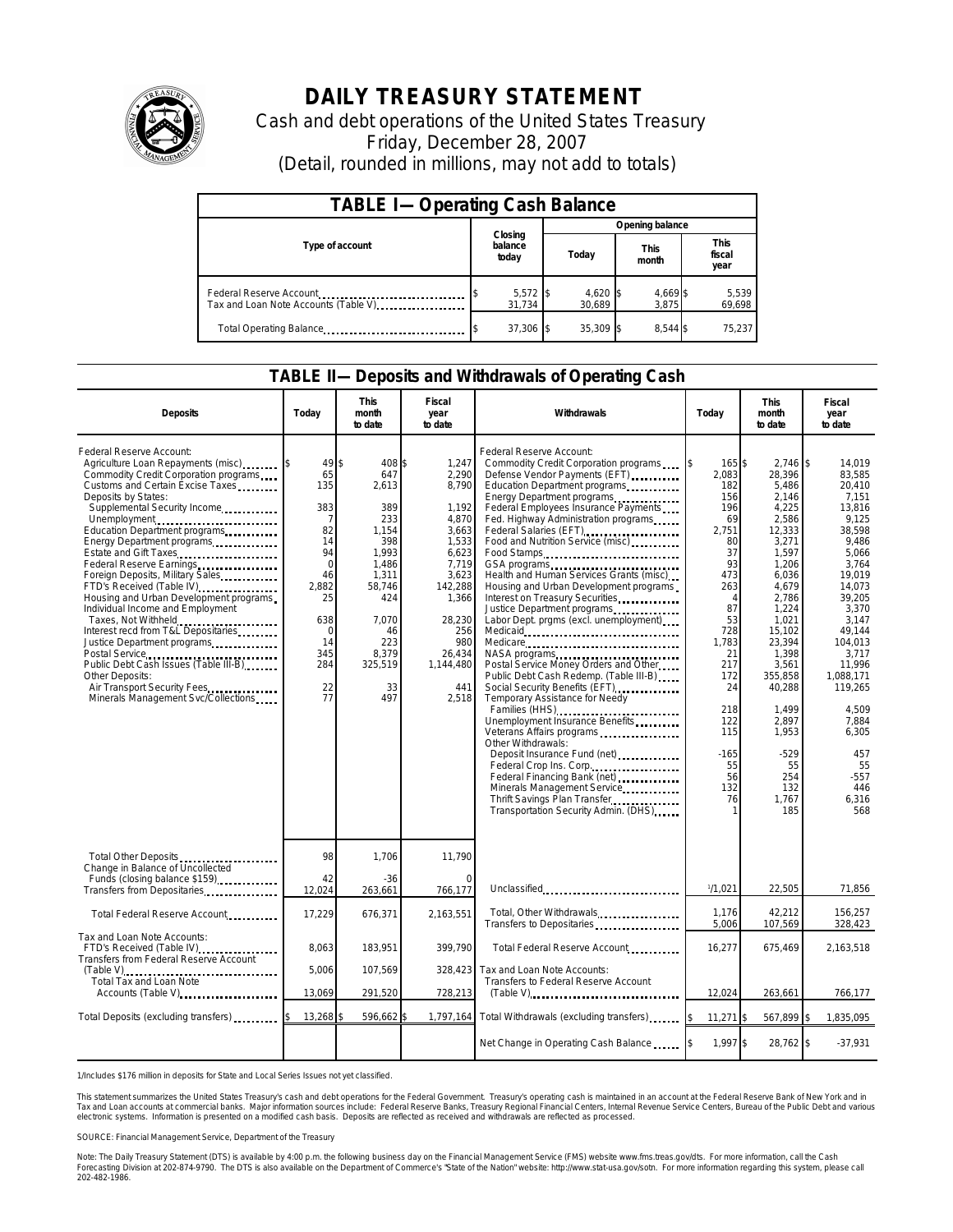# DAILY TREASURY STATEMENT

Cash and debt operations of the United States Treasury

Friday, December 28, 2007

(Detail, rounded in millions, may not add to totals)

## TABLE I—Operating Cash Balance

| Type of account | Closing balance today | Opening balance Today | Opening balance This month | Opening balance This fiscal year |
|---|---|---|---|---|
| Federal Reserve Account | $ 5,572 | $ 4,620 | $ 4,669 | $ 5,539 |
| Tax and Loan Note Accounts (Table V) | 31,734 | 30,689 | 3,875 | 69,698 |
| Total Operating Balance | $ 37,306 | $ 35,309 | $ 8,544 | $ 75,237 |

## TABLE II—Deposits and Withdrawals of Operating Cash

| Deposits | Today | This month to date | Fiscal year to date | Withdrawals | Today | This month to date | Fiscal year to date |
|---|---|---|---|---|---|---|---|
| Federal Reserve Account: | | | | Federal Reserve Account: | | | |
| Agriculture Loan Repayments (misc) | $ 49 | $ 408 | $ 1,247 | Commodity Credit Corporation programs | $ 165 | $ 2,746 | $ 14,019 |
| Commodity Credit Corporation programs | 65 | 647 | 2,290 | Defense Vendor Payments (EFT) | 2,083 | 28,396 | 83,585 |
| Customs and Certain Excise Taxes | 135 | 2,613 | 8,790 | Education Department programs | 182 | 5,486 | 20,410 |
| Deposits by States: | | | | Energy Department programs | 156 | 2,146 | 7,151 |
| Supplemental Security Income | 383 | 389 | 1,192 | Federal Employees Insurance Payments | 196 | 4,225 | 13,816 |
| Unemployment | 7 | 233 | 4,870 | Fed. Highway Administration programs | 69 | 2,586 | 9,125 |
| Education Department programs | 82 | 1,154 | 3,663 | Federal Salaries (EFT) | 2,751 | 12,333 | 38,598 |
| Energy Department programs | 14 | 398 | 1,533 | Food and Nutrition Service (misc) | 80 | 3,271 | 9,486 |
| Estate and Gift Taxes | 94 | 1,993 | 6,623 | Food Stamps | 37 | 1,597 | 5,066 |
| Federal Reserve Earnings | 0 | 1,486 | 7,719 | GSA programs | 93 | 1,206 | 3,764 |
| Foreign Deposits, Military Sales | 46 | 1,311 | 3,623 | Health and Human Services Grants (misc) | 473 | 6,036 | 19,019 |
| FTD's Received (Table IV) | 2,882 | 58,746 | 142,288 | Housing and Urban Development programs | 263 | 4,679 | 14,073 |
| Housing and Urban Development programs | 25 | 424 | 1,366 | Interest on Treasury Securities | 4 | 2,786 | 39,205 |
| Individual Income and Employment | | | | Justice Department programs | 87 | 1,224 | 3,370 |
| Taxes, Not Withheld | 638 | 7,070 | 28,230 | Labor Dept. prgms (excl. unemployment) | 53 | 1,021 | 3,147 |
| Interest recd from T&L Depositaries | 0 | 46 | 256 | Medicaid | 728 | 15,102 | 49,144 |
| Justice Department programs | 14 | 223 | 980 | Medicare | 1,783 | 23,394 | 104,013 |
| Postal Service | 345 | 8,379 | 26,434 | NASA programs | 21 | 1,398 | 3,717 |
| Public Debt Cash Issues (Table III-B) | 284 | 325,519 | 1,144,480 | Postal Service Money Orders and Other | 217 | 3,561 | 11,996 |
| Other Deposits: | | | | Public Debt Cash Redemp. (Table III-B) | 172 | 355,858 | 1,088,171 |
| Air Transport Security Fees | 22 | 33 | 441 | Social Security Benefits (EFT) | 24 | 40,288 | 119,265 |
| Minerals Management Svc/Collections | 77 | 497 | 2,518 | Temporary Assistance for Needy | | | |
| | | | | Families (HHS) | 218 | 1,499 | 4,509 |
| | | | | Unemployment Insurance Benefits | 122 | 2,897 | 7,884 |
| | | | | Veterans Affairs programs | 115 | 1,953 | 6,305 |
| | | | | Other Withdrawals: | | | |
| | | | | Deposit Insurance Fund (net) | -165 | -529 | 457 |
| | | | | Federal Crop Ins. Corp. | 55 | 55 | 55 |
| | | | | Federal Financing Bank (net) | 56 | 254 | -557 |
| | | | | Minerals Management Service | 132 | 132 | 446 |
| | | | | Thrift Savings Plan Transfer | 76 | 1,767 | 6,316 |
| | | | | Transportation Security Admin. (DHS) | 1 | 185 | 568 |
| Total Other Deposits | 98 | 1,706 | 11,790 | | | | |
| Change in Balance of Uncollected Funds (closing balance $159) | 42 | -36 | 0 | | | | |
| Transfers from Depositaries | 12,024 | 263,661 | 766,177 | Unclassified | [1]/1,021 | 22,505 | 71,856 |
| Total Federal Reserve Account | 17,229 | 676,371 | 2,163,551 | Total, Other Withdrawals | 1,176 | 42,212 | 156,257 |
| | | | | Transfers to Depositaries | 5,006 | 107,569 | 328,423 |
| Tax and Loan Note Accounts: | | | | Total Federal Reserve Account | 16,277 | 675,469 | 2,163,518 |
| FTD's Received (Table IV) | 8,063 | 183,951 | 399,790 | | | | |
| Transfers from Federal Reserve Account (Table V) | 5,006 | 107,569 | 328,423 | Tax and Loan Note Accounts: Transfers to Federal Reserve Account (Table V) | 12,024 | 263,661 | 766,177 |
| Total Tax and Loan Note Accounts (Table V) | 13,069 | 291,520 | 728,213 | | | | |
| Total Deposits (excluding transfers) | $ 13,268 | $ 596,662 | $ 1,797,164 | Total Withdrawals (excluding transfers) | $ 11,271 | $ 567,899 | $ 1,835,095 |
| | | | | Net Change in Operating Cash Balance | $ 1,997 | $ 28,762 | $ -37,931 |

1/Includes $176 million in deposits for State and Local Series Issues not yet classified.

This statement summarizes the United States Treasury's cash and debt operations for the Federal Government. Treasury's operating cash is maintained in an account at the Federal Reserve Bank of New York and in Tax and Loan accounts at commercial banks. Major information sources include: Federal Reserve Banks, Treasury Regional Financial Centers, Internal Revenue Service Centers, Bureau of the Public Debt and various electronic systems. Information is presented on a modified cash basis. Deposits are reflected as received and withdrawals are reflected as processed.

SOURCE: Financial Management Service, Department of the Treasury

Note: The Daily Treasury Statement (DTS) is available by 4:00 p.m. the following business day on the Financial Management Service (FMS) website www.fms.treas.gov/dts. For more information, call the Cash Forecasting Division at 202-874-9790. The DTS is also available on the Department of Commerce's "State of the Nation" website: http://www.stat-usa.gov/sotn. For more information regarding this system, please call 202-482-1986.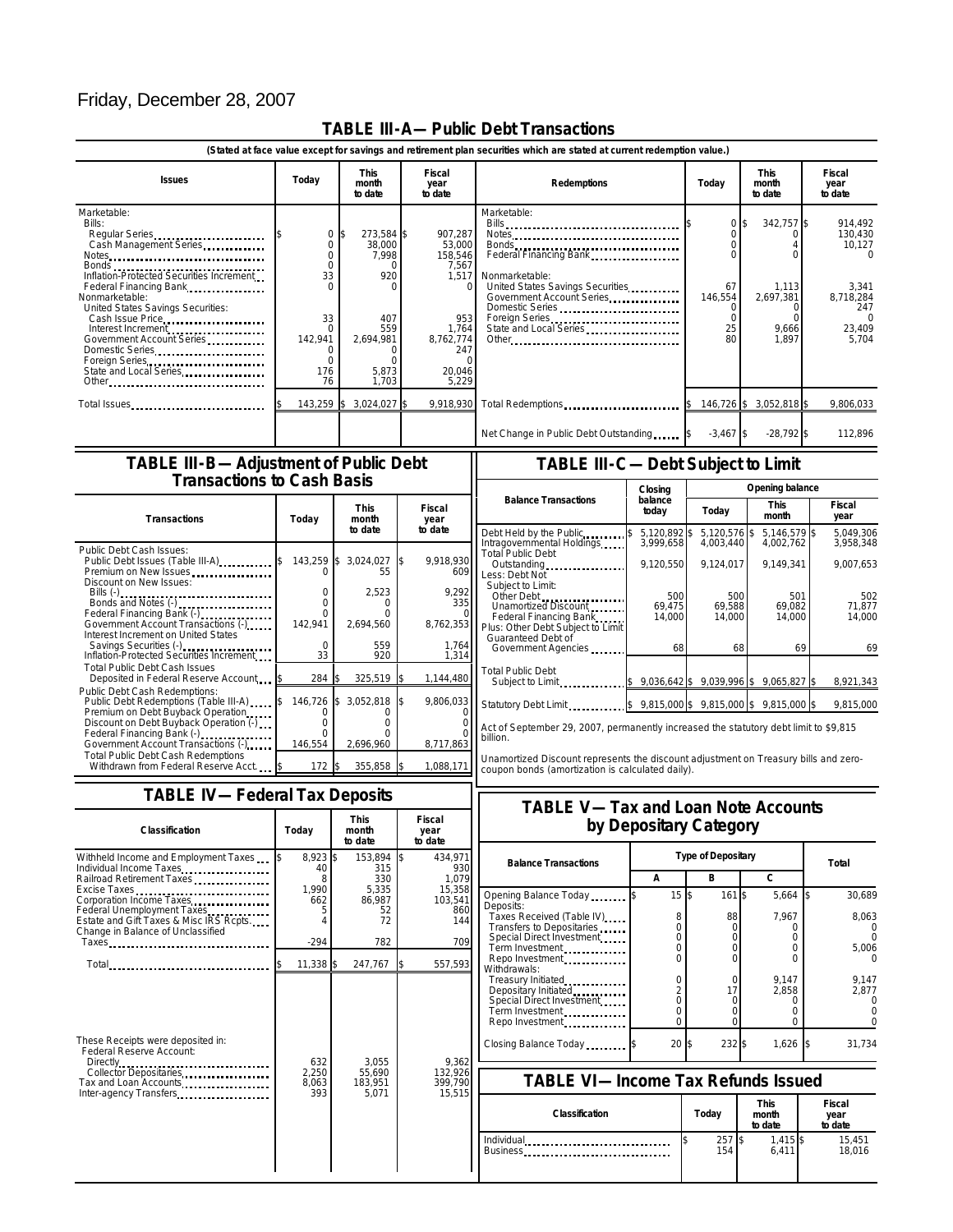Friday, December 28, 2007

## TABLE III-A— Public Debt Transactions

(Stated at face value except for savings and retirement plan securities which are stated at current redemption value.)

| Issues | Today | This month to date | Fiscal year to date |
|---|---|---|---|
| Marketable: | | | |
| Bills: | | | |
| Regular Series | $ 0 | $ 273,584 | $ 907,287 |
| Cash Management Series | 0 | 38,000 | 53,000 |
| Notes | 0 | 7,998 | 158,546 |
| Bonds | 0 | 0 | 7,567 |
| Inflation-Protected Securities Increment | 33 | 920 | 1,517 |
| Federal Financing Bank | 0 | 0 | 0 |
| Nonmarketable: | | | |
| United States Savings Securities: | | | |
| Cash Issue Price | 33 | 407 | 953 |
| Interest Increment | 0 | 559 | 1,764 |
| Government Account Series | 142,941 | 2,694,981 | 8,762,774 |
| Domestic Series | 0 | 0 | 247 |
| Foreign Series | 0 | 0 | 0 |
| State and Local Series | 176 | 5,873 | 20,046 |
| Other | 76 | 1,703 | 5,229 |
| Total Issues | $ 143,259 | $ 3,024,027 | $ 9,918,930 |

| Redemptions | Today | This month to date | Fiscal year to date |
|---|---|---|---|
| Marketable: | | | |
| Bills | $ 0 | $ 342,757 | $ 914,492 |
| Notes | 0 | 0 | 130,430 |
| Bonds | 0 | 4 | 10,127 |
| Federal Financing Bank | 0 | 0 | 0 |
| Nonmarketable: | | | |
| United States Savings Securities | 67 | 1,113 | 3,341 |
| Government Account Series | 146,554 | 2,697,381 | 8,718,284 |
| Domestic Series | 0 | 0 | 247 |
| Foreign Series | 0 | 0 | 0 |
| State and Local Series | 25 | 9,666 | 23,409 |
| Other | 80 | 1,897 | 5,704 |
| Total Redemptions | $ 146,726 | $ 3,052,818 | $ 9,806,033 |
| Net Change in Public Debt Outstanding | $ -3,467 | $ -28,792 | $ 112,896 |

## TABLE III-B— Adjustment of Public Debt Transactions to Cash Basis

| Transactions | Today | This month to date | Fiscal year to date |
|---|---|---|---|
| Public Debt Cash Issues: | | | |
| Public Debt Issues (Table III-A) | $ 143,259 | $ 3,024,027 | $ 9,918,930 |
| Premium on New Issues | 0 | 55 | 609 |
| Discount on New Issues: | | | |
| Bills (-) | 0 | 2,523 | 9,292 |
| Bonds and Notes (-) | 0 | 0 | 335 |
| Federal Financing Bank (-) | 0 | 0 | 0 |
| Government Account Transactions (-) | 142,941 | 2,694,560 | 8,762,353 |
| Interest Increment on United States Savings Securities (-) | 0 | 559 | 1,764 |
| Inflation-Protected Securities Increment | 33 | 920 | 1,314 |
| Total Public Debt Cash Issues Deposited in Federal Reserve Account | $ 284 | $ 325,519 | $ 1,144,480 |
| Public Debt Cash Redemptions: | | | |
| Public Debt Redemptions (Table III-A) | $ 146,726 | $ 3,052,818 | $ 9,806,033 |
| Premium on Debt Buyback Operation | 0 | 0 | 0 |
| Discount on Debt Buyback Operation (-) | 0 | 0 | 0 |
| Federal Financing Bank (-) | 0 | 0 | 0 |
| Government Account Transactions (-) | 146,554 | 2,696,960 | 8,717,863 |
| Total Public Debt Cash Redemptions Withdrawn from Federal Reserve Acct. | $ 172 | $ 355,858 | $ 1,088,171 |

## TABLE III-C— Debt Subject to Limit

| Balance Transactions | Closing balance today | Opening balance Today | Opening balance This month | Opening balance Fiscal year |
|---|---|---|---|---|
| Debt Held by the Public | $ 5,120,892 | $ 5,120,576 | $ 5,146,579 | $ 5,049,306 |
| Intragovernmental Holdings | 3,999,658 | 4,003,440 | 4,002,762 | 3,958,348 |
| Total Public Debt Outstanding | 9,120,550 | 9,124,017 | 9,149,341 | 9,007,653 |
| Less: Debt Not Subject to Limit: | | | | |
| Other Debt | 500 | 500 | 501 | 502 |
| Unamortized Discount | 69,475 | 69,588 | 69,082 | 71,877 |
| Federal Financing Bank | 14,000 | 14,000 | 14,000 | 14,000 |
| Plus: Other Debt Subject to Limit | | | | |
| Guaranteed Debt of Government Agencies | 68 | 68 | 69 | 69 |
| Total Public Debt Subject to Limit | $ 9,036,642 | $ 9,039,996 | $ 9,065,827 | $ 8,921,343 |
| Statutory Debt Limit | $ 9,815,000 | $ 9,815,000 | $ 9,815,000 | $ 9,815,000 |

Act of September 29, 2007, permanently increased the statutory debt limit to $9,815 billion.

Unamortized Discount represents the discount adjustment on Treasury bills and zero-coupon bonds (amortization is calculated daily).

## TABLE IV— Federal Tax Deposits

| Classification | Today | This month to date | Fiscal year to date |
|---|---|---|---|
| Withheld Income and Employment Taxes | $ 8,923 | $ 153,894 | $ 434,971 |
| Individual Income Taxes | 40 | 315 | 930 |
| Railroad Retirement Taxes | 8 | 330 | 1,079 |
| Excise Taxes | 1,990 | 5,335 | 15,358 |
| Corporation Income Taxes | 662 | 86,987 | 103,541 |
| Federal Unemployment Taxes | 5 | 52 | 860 |
| Estate and Gift Taxes & Misc IRS Rcpts. | 4 | 72 | 144 |
| Change in Balance of Unclassified Taxes | -294 | 782 | 709 |
| Total | $ 11,338 | $ 247,767 | $ 557,593 |
| These Receipts were deposited in: | | | |
| Federal Reserve Account: | | | |
| Directly | 632 | 3,055 | 9,362 |
| Collector Depositaries | 2,250 | 55,690 | 132,926 |
| Tax and Loan Accounts | 8,063 | 183,951 | 399,790 |
| Inter-agency Transfers | 393 | 5,071 | 15,515 |

## TABLE V— Tax and Loan Note Accounts by Depositary Category

| Balance Transactions | A | B | C | Total |
|---|---|---|---|---|
| Opening Balance Today | $ 15 | $ 161 | $ 5,664 | $ 30,689 |
| Deposits: | | | | |
| Taxes Received (Table IV) | 8 | 88 | 7,967 | 8,063 |
| Transfers to Depositaries | 0 | 0 | 0 | 0 |
| Special Direct Investment | 0 | 0 | 0 | 0 |
| Term Investment | 0 | 0 | 0 | 5,006 |
| Repo Investment | 0 | 0 | 0 | 0 |
| Withdrawals: | | | | |
| Treasury Initiated | 0 | 0 | 9,147 | 9,147 |
| Depositary Initiated | 2 | 17 | 2,858 | 2,877 |
| Special Direct Investment | 0 | 0 | 0 | 0 |
| Term Investment | 0 | 0 | 0 | 0 |
| Repo Investment | 0 | 0 | 0 | 0 |
| Closing Balance Today | $ 20 | $ 232 | $ 1,626 | $ 31,734 |

## TABLE VI— Income Tax Refunds Issued

| Classification | Today | This month to date | Fiscal year to date |
|---|---|---|---|
| Individual | $ 257 | $ 1,415 | $ 15,451 |
| Business | 154 | 6,411 | 18,016 |